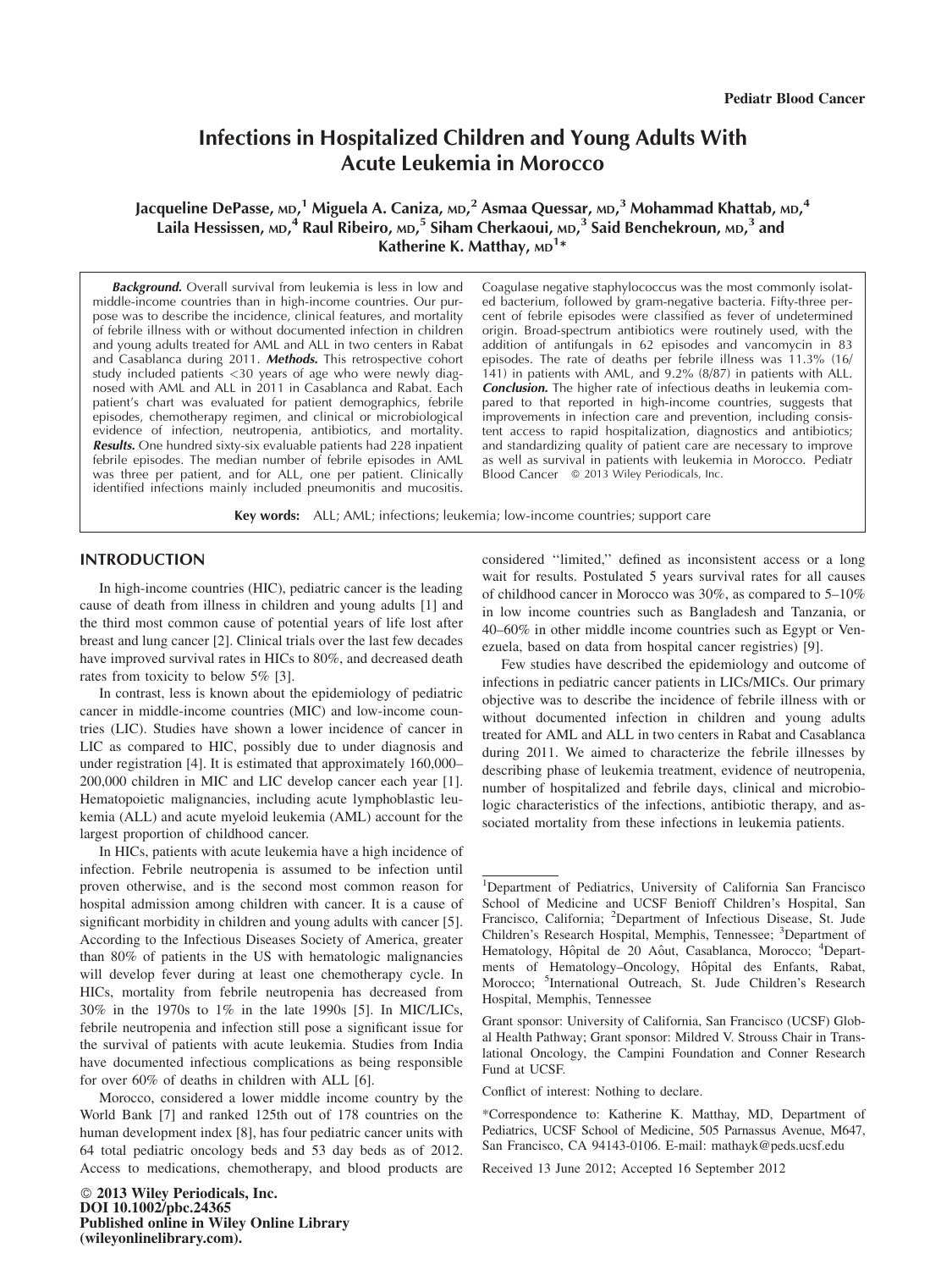# Infections in Hospitalized Children and Young Adults With Acute Leukemia in Morocco

**Jacqueline DePasse, MD,[1] Miguela A. Caniza, MD,[2] Asmaa Quessar, MD,[3] Mohammad Khattab, MD,[4] Laila Hessissen, MD,[4] Raul Ribeiro, MD,[5] Siham Cherkaoui, MD,[3] Said Benchekroun, MD,[3] and Katherine K. Matthay, MD[1]***

***Background.*** Overall survival from leukemia is less in low and middle-income countries than in high-income countries. Our purpose was to describe the incidence, clinical features, and mortality of febrile illness with or without documented infection in children and young adults treated for AML and ALL in two centers in Rabat and Casablanca during 2011. ***Methods.*** This retrospective cohort study included patients <30 years of age who were newly diagnosed with AML and ALL in 2011 in Casablanca and Rabat. Each patient's chart was evaluated for patient demographics, febrile episodes, chemotherapy regimen, and clinical or microbiological evidence of infection, neutropenia, antibiotics, and mortality. ***Results.*** One hundred sixty-six evaluable patients had 228 inpatient febrile episodes. The median number of febrile episodes in AML was three per patient, and for ALL, one per patient. Clinically identified infections mainly included pneumonitis and mucositis. Coagulase negative staphylococcus was the most commonly isolated bacterium, followed by gram-negative bacteria. Fifty-three percent of febrile episodes were classified as fever of undetermined origin. Broad-spectrum antibiotics were routinely used, with the addition of antifungals in 62 episodes and vancomycin in 83 episodes. The rate of deaths per febrile illness was 11.3% (16/141) in patients with AML, and 9.2% (8/87) in patients with ALL. ***Conclusion.*** The higher rate of infectious deaths in leukemia compared to that reported in high-income countries, suggests that improvements in infection care and prevention, including consistent access to rapid hospitalization, diagnostics and antibiotics; and standardizing quality of patient care are necessary to improve as well as survival in patients with leukemia in Morocco. Pediatr Blood Cancer © 2013 Wiley Periodicals, Inc.

**Key words:** ALL; AML; infections; leukemia; low-income countries; support care

## INTRODUCTION

In high-income countries (HIC), pediatric cancer is the leading cause of death from illness in children and young adults [1] and the third most common cause of potential years of life lost after breast and lung cancer [2]. Clinical trials over the last few decades have improved survival rates in HICs to 80%, and decreased death rates from toxicity to below 5% [3].

In contrast, less is known about the epidemiology of pediatric cancer in middle-income countries (MIC) and low-income countries (LIC). Studies have shown a lower incidence of cancer in LIC as compared to HIC, possibly due to under diagnosis and under registration [4]. It is estimated that approximately 160,000–200,000 children in MIC and LIC develop cancer each year [1]. Hematopoietic malignancies, including acute lymphoblastic leukemia (ALL) and acute myeloid leukemia (AML) account for the largest proportion of childhood cancer.

In HICs, patients with acute leukemia have a high incidence of infection. Febrile neutropenia is assumed to be infection until proven otherwise, and is the second most common reason for hospital admission among children with cancer. It is a cause of significant morbidity in children and young adults with cancer [5]. According to the Infectious Diseases Society of America, greater than 80% of patients in the US with hematologic malignancies will develop fever during at least one chemotherapy cycle. In HICs, mortality from febrile neutropenia has decreased from 30% in the 1970s to 1% in the late 1990s [5]. In MIC/LICs, febrile neutropenia and infection still pose a significant issue for the survival of patients with acute leukemia. Studies from India have documented infectious complications as being responsible for over 60% of deaths in children with ALL [6].

Morocco, considered a lower middle income country by the World Bank [7] and ranked 125th out of 178 countries on the human development index [8], has four pediatric cancer units with 64 total pediatric oncology beds and 53 day beds as of 2012. Access to medications, chemotherapy, and blood products are considered "limited," defined as inconsistent access or a long wait for results. Postulated 5 years survival rates for all causes of childhood cancer in Morocco was 30%, as compared to 5–10% in low income countries such as Bangladesh and Tanzania, or 40–60% in other middle income countries such as Egypt or Venezuela, based on data from hospital cancer registries) [9].

Few studies have described the epidemiology and outcome of infections in pediatric cancer patients in LICs/MICs. Our primary objective was to describe the incidence of febrile illness with or without documented infection in children and young adults treated for AML and ALL in two centers in Rabat and Casablanca during 2011. We aimed to characterize the febrile illnesses by describing phase of leukemia treatment, evidence of neutropenia, number of hospitalized and febrile days, clinical and microbiologic characteristics of the infections, antibiotic therapy, and associated mortality from these infections in leukemia patients.

---

[1]Department of Pediatrics, University of California San Francisco School of Medicine and UCSF Benioff Children's Hospital, San Francisco, California; [2]Department of Infectious Disease, St. Jude Children's Research Hospital, Memphis, Tennessee; [3]Department of Hematology, Hôpital de 20 Août, Casablanca, Morocco; [4]Departments of Hematology–Oncology, Hôpital des Enfants, Rabat, Morocco; [5]International Outreach, St. Jude Children's Research Hospital, Memphis, Tennessee

Grant sponsor: University of California, San Francisco (UCSF) Global Health Pathway; Grant sponsor: Mildred V. Strouss Chair in Translational Oncology, the Campini Foundation and Conner Research Fund at UCSF.

Conflict of interest: Nothing to declare.

*Correspondence to: Katherine K. Matthay, MD, Department of Pediatrics, UCSF School of Medicine, 505 Parnassus Avenue, M647, San Francisco, CA 94143-0106. E-mail: mathayk@peds.ucsf.edu

Received 13 June 2012; Accepted 16 September 2012

© 2013 Wiley Periodicals, Inc.
DOI 10.1002/pbc.24365
Published online in Wiley Online Library (wileyonlinelibrary.com).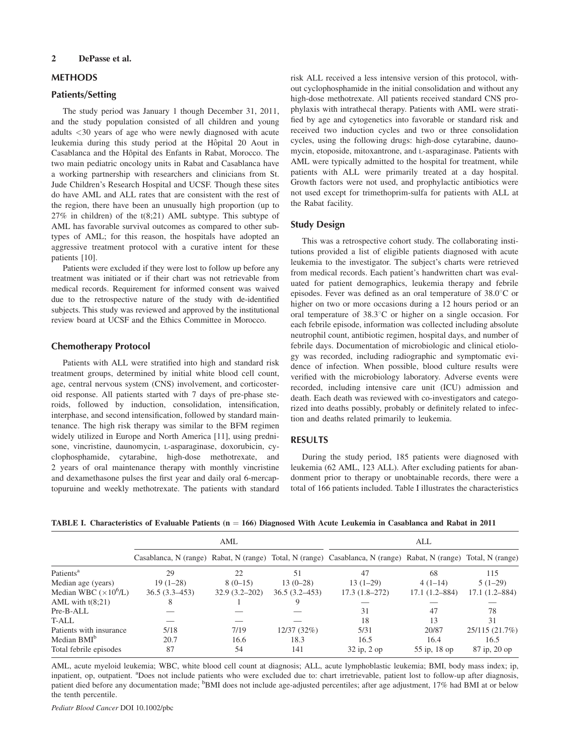## METHODS

### Patients/Setting

The study period was January 1 though December 31, 2011, and the study population consisted of all children and young adults <30 years of age who were newly diagnosed with acute leukemia during this study period at the Hôpital 20 Aout in Casablanca and the Hôpital des Enfants in Rabat, Morocco. The two main pediatric oncology units in Rabat and Casablanca have a working partnership with researchers and clinicians from St. Jude Children's Research Hospital and UCSF. Though these sites do have AML and ALL rates that are consistent with the rest of the region, there have been an unusually high proportion (up to 27% in children) of the t(8;21) AML subtype. This subtype of AML has favorable survival outcomes as compared to other subtypes of AML; for this reason, the hospitals have adopted an aggressive treatment protocol with a curative intent for these patients [10].

Patients were excluded if they were lost to follow up before any treatment was initiated or if their chart was not retrievable from medical records. Requirement for informed consent was waived due to the retrospective nature of the study with de-identified subjects. This study was reviewed and approved by the institutional review board at UCSF and the Ethics Committee in Morocco.

### Chemotherapy Protocol

Patients with ALL were stratified into high and standard risk treatment groups, determined by initial white blood cell count, age, central nervous system (CNS) involvement, and corticosteroid response. All patients started with 7 days of pre-phase steroids, followed by induction, consolidation, intensification, interphase, and second intensification, followed by standard maintenance. The high risk therapy was similar to the BFM regimen widely utilized in Europe and North America [11], using prednisone, vincristine, daunomycin, L-asparaginase, doxorubicin, cyclophosphamide, cytarabine, high-dose methotrexate, and 2 years of oral maintenance therapy with monthly vincristine and dexamethasone pulses the first year and daily oral 6-mercaptopuruine and weekly methotrexate. The patients with standard risk ALL received a less intensive version of this protocol, without cyclophosphamide in the initial consolidation and without any high-dose methotrexate. All patients received standard CNS prophylaxis with intrathecal therapy. Patients with AML were stratified by age and cytogenetics into favorable or standard risk and received two induction cycles and two or three consolidation cycles, using the following drugs: high-dose cytarabine, daunomycin, etoposide, mitoxantrone, and L-asparaginase. Patients with AML were typically admitted to the hospital for treatment, while patients with ALL were primarily treated at a day hospital. Growth factors were not used, and prophylactic antibiotics were not used except for trimethoprim-sulfa for patients with ALL at the Rabat facility.

### Study Design

This was a retrospective cohort study. The collaborating institutions provided a list of eligible patients diagnosed with acute leukemia to the investigator. The subject's charts were retrieved from medical records. Each patient's handwritten chart was evaluated for patient demographics, leukemia therapy and febrile episodes. Fever was defined as an oral temperature of 38.0°C or higher on two or more occasions during a 12 hours period or an oral temperature of 38.3°C or higher on a single occasion. For each febrile episode, information was collected including absolute neutrophil count, antibiotic regimen, hospital days, and number of febrile days. Documentation of microbiologic and clinical etiology was recorded, including radiographic and symptomatic evidence of infection. When possible, blood culture results were verified with the microbiology laboratory. Adverse events were recorded, including intensive care unit (ICU) admission and death. Each death was reviewed with co-investigators and categorized into deaths possibly, probably or definitely related to infection and deaths related primarily to leukemia.

## RESULTS

During the study period, 185 patients were diagnosed with leukemia (62 AML, 123 ALL). After excluding patients for abandonment prior to therapy or unobtainable records, there were a total of 166 patients included. Table I illustrates the characteristics

**TABLE I. Characteristics of Evaluable Patients (n = 166) Diagnosed With Acute Leukemia in Casablanca and Rabat in 2011**

| | AML | | | ALL | | |
|---|---|---|---|---|---|---|
| | Casablanca, N (range) | Rabat, N (range) | Total, N (range) | Casablanca, N (range) | Rabat, N (range) | Total, N (range) |
| Patients[a] | 29 | 22 | 51 | 47 | 68 | 115 |
| Median age (years) | 19 (1–28) | 8 (0–15) | 13 (0–28) | 13 (1–29) | 4 (1–14) | 5 (1–29) |
| Median WBC ($\times 10^6$/L) | 36.5 (3.3–453) | 32.9 (3.2–202) | 36.5 (3.2–453) | 17.3 (1.8–272) | 17.1 (1.2–884) | 17.1 (1.2–884) |
| AML with t(8;21) | 8 | 1 | 9 | — | — | — |
| Pre-B-ALL | — | — | — | 31 | 47 | 78 |
| T-ALL | — | — | — | 18 | 13 | 31 |
| Patients with insurance | 5/18 | 7/19 | 12/37 (32%) | 5/31 | 20/87 | 25/115 (21.7%) |
| Median BMI[b] | 20.7 | 16.6 | 18.3 | 16.5 | 16.4 | 16.5 |
| Total febrile episodes | 87 | 54 | 141 | 32 ip, 2 op | 55 ip, 18 op | 87 ip, 20 op |

AML, acute myeloid leukemia; WBC, white blood cell count at diagnosis; ALL, acute lymphoblastic leukemia; BMI, body mass index; ip, inpatient, op, outpatient. [a]Does not include patients who were excluded due to: chart irretrievable, patient lost to follow-up after diagnosis, patient died before any documentation made; [b]BMI does not include age-adjusted percentiles; after age adjustment, 17% had BMI at or below the tenth percentile.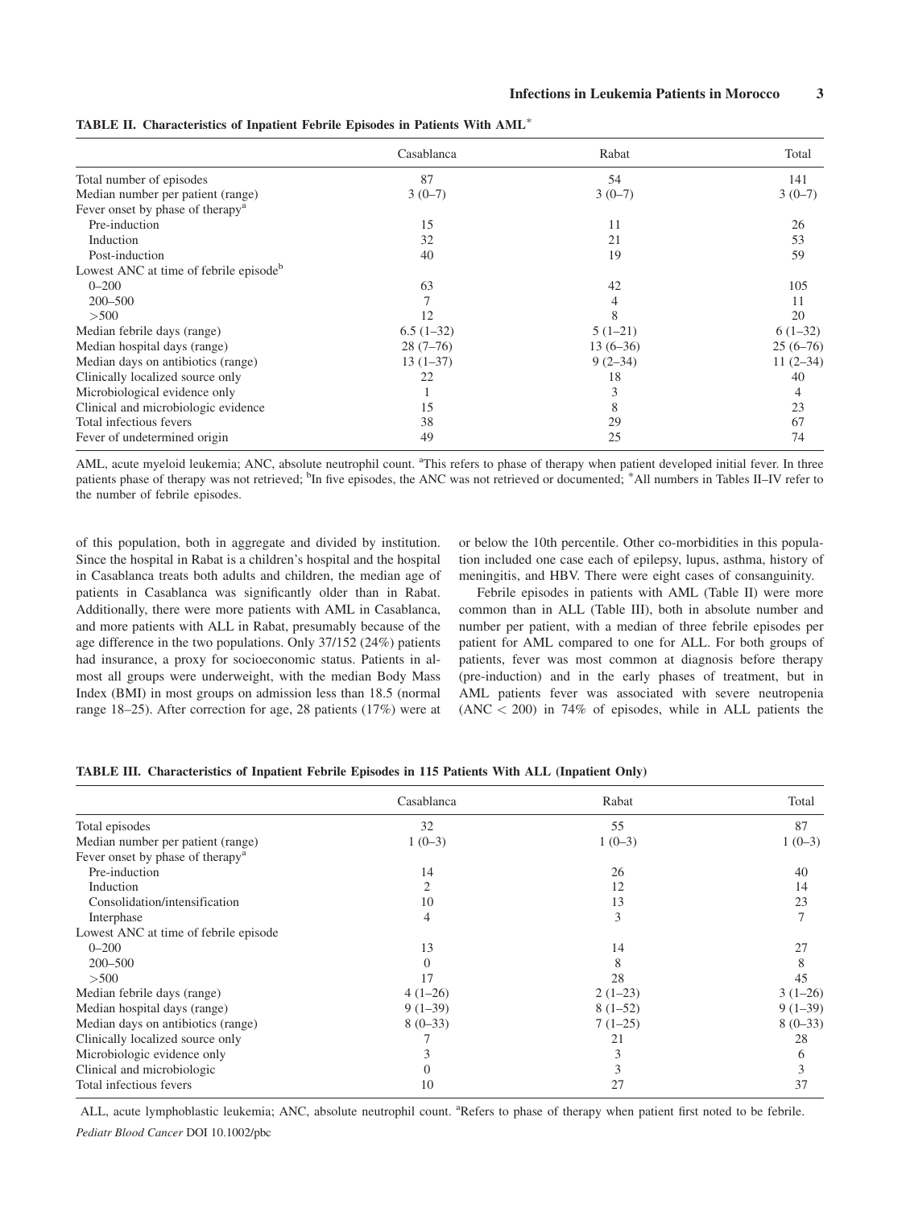**TABLE II. Characteristics of Inpatient Febrile Episodes in Patients With AML***

| | Casablanca | Rabat | Total |
|---|---|---|---|
| Total number of episodes | 87 | 54 | 141 |
| Median number per patient (range) | 3 (0–7) | 3 (0–7) | 3 (0–7) |
| Fever onset by phase of therapy[a] | | | |
| Pre-induction | 15 | 11 | 26 |
| Induction | 32 | 21 | 53 |
| Post-induction | 40 | 19 | 59 |
| Lowest ANC at time of febrile episode[b] | | | |
| 0–200 | 63 | 42 | 105 |
| 200–500 | 7 | 4 | 11 |
| >500 | 12 | 8 | 20 |
| Median febrile days (range) | 6.5 (1–32) | 5 (1–21) | 6 (1–32) |
| Median hospital days (range) | 28 (7–76) | 13 (6–36) | 25 (6–76) |
| Median days on antibiotics (range) | 13 (1–37) | 9 (2–34) | 11 (2–34) |
| Clinically localized source only | 22 | 18 | 40 |
| Microbiological evidence only | 1 | 3 | 4 |
| Clinical and microbiologic evidence | 15 | 8 | 23 |
| Total infectious fevers | 38 | 29 | 67 |
| Fever of undetermined origin | 49 | 25 | 74 |

AML, acute myeloid leukemia; ANC, absolute neutrophil count. [a]This refers to phase of therapy when patient developed initial fever. In three patients phase of therapy was not retrieved; [b]In five episodes, the ANC was not retrieved or documented; *All numbers in Tables II–IV refer to the number of febrile episodes.

of this population, both in aggregate and divided by institution. Since the hospital in Rabat is a children's hospital and the hospital in Casablanca treats both adults and children, the median age of patients in Casablanca was significantly older than in Rabat. Additionally, there were more patients with AML in Casablanca, and more patients with ALL in Rabat, presumably because of the age difference in the two populations. Only 37/152 (24%) patients had insurance, a proxy for socioeconomic status. Patients in almost all groups were underweight, with the median Body Mass Index (BMI) in most groups on admission less than 18.5 (normal range 18–25). After correction for age, 28 patients (17%) were at or below the 10th percentile. Other co-morbidities in this population included one case each of epilepsy, lupus, asthma, history of meningitis, and HBV. There were eight cases of consanguinity.

Febrile episodes in patients with AML (Table II) were more common than in ALL (Table III), both in absolute number and number per patient, with a median of three febrile episodes per patient for AML compared to one for ALL. For both groups of patients, fever was most common at diagnosis before therapy (pre-induction) and in the early phases of treatment, but in AML patients fever was associated with severe neutropenia (ANC $<$ 200) in 74% of episodes, while in ALL patients the

**TABLE III. Characteristics of Inpatient Febrile Episodes in 115 Patients With ALL (Inpatient Only)**

| | Casablanca | Rabat | Total |
|---|---|---|---|
| Total episodes | 32 | 55 | 87 |
| Median number per patient (range) | 1 (0–3) | 1 (0–3) | 1 (0–3) |
| Fever onset by phase of therapy[a] | | | |
| Pre-induction | 14 | 26 | 40 |
| Induction | 2 | 12 | 14 |
| Consolidation/intensification | 10 | 13 | 23 |
| Interphase | 4 | 3 | 7 |
| Lowest ANC at time of febrile episode | | | |
| 0–200 | 13 | 14 | 27 |
| 200–500 | 0 | 8 | 8 |
| >500 | 17 | 28 | 45 |
| Median febrile days (range) | 4 (1–26) | 2 (1–23) | 3 (1–26) |
| Median hospital days (range) | 9 (1–39) | 8 (1–52) | 9 (1–39) |
| Median days on antibiotics (range) | 8 (0–33) | 7 (1–25) | 8 (0–33) |
| Clinically localized source only | 7 | 21 | 28 |
| Microbiologic evidence only | 3 | 3 | 6 |
| Clinical and microbiologic | 0 | 3 | 3 |
| Total infectious fevers | 10 | 27 | 37 |

ALL, acute lymphoblastic leukemia; ANC, absolute neutrophil count. [a]Refers to phase of therapy when patient first noted to be febrile.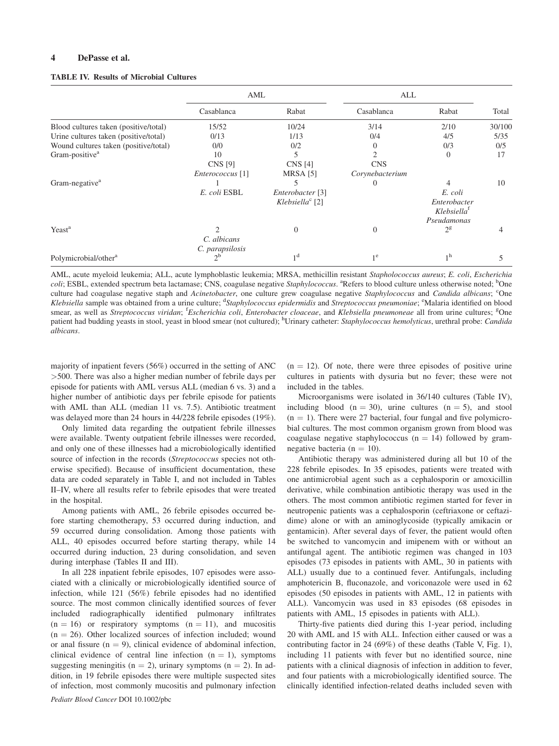**TABLE IV. Results of Microbial Cultures**

| | AML | | ALL | | |
|---|---|---|---|---|---|
| | Casablanca | Rabat | Casablanca | Rabat | Total |
| Blood cultures taken (positive/total) | 15/52 | 10/24 | 3/14 | 2/10 | 30/100 |
| Urine cultures taken (positive/total) | 0/13 | 1/13 | 0/4 | 4/5 | 5/35 |
| Wound cultures taken (positive/total) | 0/0 | 0/2 | 0 | 0/3 | 0/5 |
| Gram-positive[a] | 10<br>CNS [9]<br>*Enterococcus* [1] | 5<br>CNS [4]<br>MRSA [5] | 2<br>CNS<br>*Corynebacterium* | 0 | 17 |
| Gram-negative[a] | 1<br>*E. coli* ESBL | 5<br>*Enterobacter* [3]<br>*Klebsiella*[c] [2] | 0 | 4<br>*E. coli*<br>*Enterobacter*<br>*Klebsiella*[f]<br>*Pseudomonas* | 10 |
| Yeast[a] | 2<br>*C. albicans*<br>*C. parapsilosis* | 0 | 0 | 2[g] | 4 |
| Polymicrobial/other[a] | 2[b] | 1[d] | 1[e] | 1[h] | 5 |

AML, acute myeloid leukemia; ALL, acute lymphoblastic leukemia; MRSA, methicillin resistant *Stapholococcus aureus*; *E. coli*, *Escherichia coli*; ESBL, extended spectrum beta lactamase; CNS, coagulase negative *Staphylococcus*. [a]Refers to blood culture unless otherwise noted; [b]One culture had coagulase negative staph and *Acinetobacter*, one culture grew coagulase negative *Staphylococcus* and *Candida albicans*; [c]One *Klebsiella* sample was obtained from a urine culture; [d]*Staphylococcus epidermidis* and *Streptococcus pneumoniae*; [e]Malaria identified on blood smear, as well as *Streptococcus viridan*; [f]*Escherichia coli*, *Enterobacter cloaceae*, and *Klebsiella pneumoneae* all from urine cultures; [g]One patient had budding yeasts in stool, yeast in blood smear (not cultured); [h]Urinary catheter: *Staphylococcus hemolyticus*, urethral probe: *Candida albicans*.

majority of inpatient fevers (56%) occurred in the setting of ANC >500. There was also a higher median number of febrile days per episode for patients with AML versus ALL (median 6 vs. 3) and a higher number of antibiotic days per febrile episode for patients with AML than ALL (median 11 vs. 7.5). Antibiotic treatment was delayed more than 24 hours in 44/228 febrile episodes (19%).

Only limited data regarding the outpatient febrile illnesses were available. Twenty outpatient febrile illnesses were recorded, and only one of these illnesses had a microbiologically identified source of infection in the records (*Streptococcus* species not otherwise specified). Because of insufficient documentation, these data are coded separately in Table I, and not included in Tables II–IV, where all results refer to febrile episodes that were treated in the hospital.

Among patients with AML, 26 febrile episodes occurred before starting chemotherapy, 53 occurred during induction, and 59 occurred during consolidation. Among those patients with ALL, 40 episodes occurred before starting therapy, while 14 occurred during induction, 23 during consolidation, and seven during interphase (Tables II and III).

In all 228 inpatient febrile episodes, 107 episodes were associated with a clinically or microbiologically identified source of infection, while 121 (56%) febrile episodes had no identified source. The most common clinically identified sources of fever included radiographically identified pulmonary infiltrates (n = 16) or respiratory symptoms (n = 11), and mucositis (n = 26). Other localized sources of infection included; wound or anal fissure (n = 9), clinical evidence of abdominal infection, clinical evidence of central line infection (n = 1), symptoms suggesting meningitis (n = 2), urinary symptoms (n = 2). In addition, in 19 febrile episodes there were multiple suspected sites of infection, most commonly mucositis and pulmonary infection (n = 12). Of note, there were three episodes of positive urine cultures in patients with dysuria but no fever; these were not included in the tables.

Microorganisms were isolated in 36/140 cultures (Table IV), including blood (n = 30), urine cultures (n = 5), and stool (n = 1). There were 27 bacterial, four fungal and five polymicrobial cultures. The most common organism grown from blood was coagulase negative staphylococcus (n = 14) followed by gram-negative bacteria (n = 10).

Antibiotic therapy was administered during all but 10 of the 228 febrile episodes. In 35 episodes, patients were treated with one antimicrobial agent such as a cephalosporin or amoxicillin derivative, while combination antibiotic therapy was used in the others. The most common antibiotic regimen started for fever in neutropenic patients was a cephalosporin (ceftriaxone or ceftazidime) alone or with an aminoglycoside (typically amikacin or gentamicin). After several days of fever, the patient would often be switched to vancomycin and imipenem with or without an antifungal agent. The antibiotic regimen was changed in 103 episodes (73 episodes in patients with AML, 30 in patients with ALL) usually due to a continued fever. Antifungals, including amphotericin B, fluconazole, and voriconazole were used in 62 episodes (50 episodes in patients with AML, 12 in patients with ALL). Vancomycin was used in 83 episodes (68 episodes in patients with AML, 15 episodes in patients with ALL).

Thirty-five patients died during this 1-year period, including 20 with AML and 15 with ALL. Infection either caused or was a contributing factor in 24 (69%) of these deaths (Table V, Fig. 1), including 11 patients with fever but no identified source, nine patients with a clinical diagnosis of infection in addition to fever, and four patients with a microbiologically identified source. The clinically identified infection-related deaths included seven with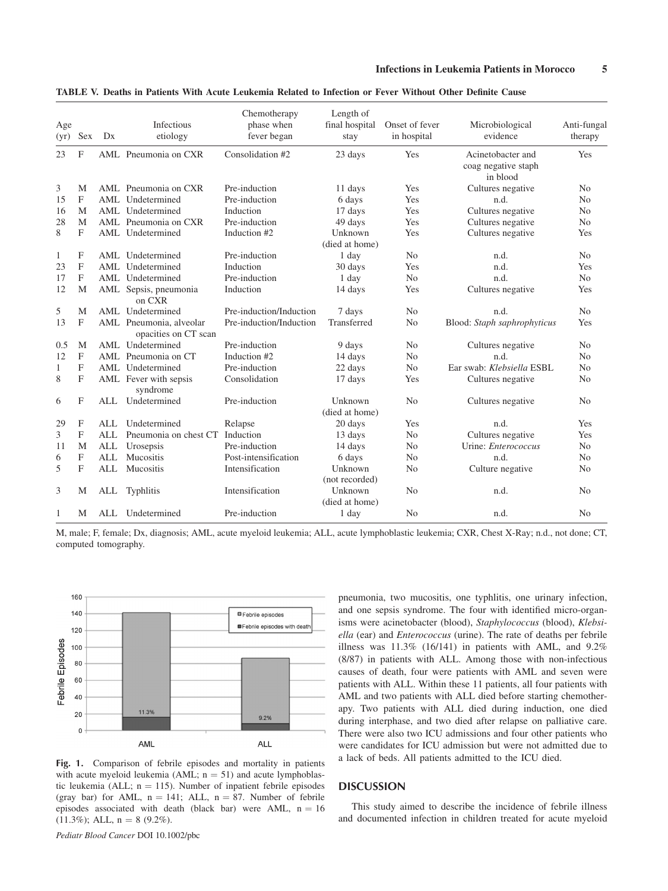**TABLE V. Deaths in Patients With Acute Leukemia Related to Infection or Fever Without Other Definite Cause**

| Age (yr) | Sex | Dx | Infectious etiology | Chemotherapy phase when fever began | Length of final hospital stay | Onset of fever in hospital | Microbiological evidence | Anti-fungal therapy |
|---|---|---|---|---|---|---|---|---|
| 23 | F | AML | Pneumonia on CXR | Consolidation #2 | 23 days | Yes | Acinetobacter and coag negative staph in blood | Yes |
| 3 | M | AML | Pneumonia on CXR | Pre-induction | 11 days | Yes | Cultures negative | No |
| 15 | F | AML | Undetermined | Pre-induction | 6 days | Yes | n.d. | No |
| 16 | M | AML | Undetermined | Induction | 17 days | Yes | Cultures negative | No |
| 28 | M | AML | Pneumonia on CXR | Pre-induction | 49 days | Yes | Cultures negative | No |
| 8 | F | AML | Undetermined | Induction #2 | Unknown (died at home) | Yes | Cultures negative | Yes |
| 1 | F | AML | Undetermined | Pre-induction | 1 day | No | n.d. | No |
| 23 | F | AML | Undetermined | Induction | 30 days | Yes | n.d. | Yes |
| 17 | F | AML | Undetermined | Pre-induction | 1 day | No | n.d. | No |
| 12 | M | AML | Sepsis, pneumonia on CXR | Induction | 14 days | Yes | Cultures negative | Yes |
| 5 | M | AML | Undetermined | Pre-induction/Induction | 7 days | No | n.d. | No |
| 13 | F | AML | Pneumonia, alveolar opacities on CT scan | Pre-induction/Induction | Transferred | No | Blood: *Staph saphrophyticus* | Yes |
| 0.5 | M | AML | Undetermined | Pre-induction | 9 days | No | Cultures negative | No |
| 12 | F | AML | Pneumonia on CT | Induction #2 | 14 days | No | n.d. | No |
| 1 | F | AML | Undetermined | Pre-induction | 22 days | No | Ear swab: *Klebsiella* ESBL | No |
| 8 | F | AML | Fever with sepsis syndrome | Consolidation | 17 days | Yes | Cultures negative | No |
| 6 | F | ALL | Undetermined | Pre-induction | Unknown (died at home) | No | Cultures negative | No |
| 29 | F | ALL | Undetermined | Relapse | 20 days | Yes | n.d. | Yes |
| 3 | F | ALL | Pneumonia on chest CT | Induction | 13 days | No | Cultures negative | Yes |
| 11 | M | ALL | Urosepsis | Pre-induction | 14 days | No | Urine: *Enterococcus* | No |
| 6 | F | ALL | Mucositis | Post-intensification | 6 days | No | n.d. | No |
| 5 | F | ALL | Mucositis | Intensification | Unknown (not recorded) | No | Culture negative | No |
| 3 | M | ALL | Typhlitis | Intensification | Unknown (died at home) | No | n.d. | No |
| 1 | M | ALL | Undetermined | Pre-induction | 1 day | No | n.d. | No |

M, male; F, female; Dx, diagnosis; AML, acute myeloid leukemia; ALL, acute lymphoblastic leukemia; CXR, Chest X-Ray; n.d., not done; CT, computed tomography.

**Fig. 1.** Comparison of febrile episodes and mortality in patients with acute myeloid leukemia (AML; n = 51) and acute lymphoblastic leukemia (ALL; n = 115). Number of inpatient febrile episodes (gray bar) for AML, n = 141; ALL, n = 87. Number of febrile episodes associated with death (black bar) were AML, n = 16 (11.3%); ALL, n = 8 (9.2%).

pneumonia, two mucositis, one typhlitis, one urinary infection, and one sepsis syndrome. The four with identified micro-organisms were acinetobacter (blood), *Staphylococcus* (blood), *Klebsiella* (ear) and *Enterococcus* (urine). The rate of deaths per febrile illness was 11.3% (16/141) in patients with AML, and 9.2% (8/87) in patients with ALL. Among those with non-infectious causes of death, four were patients with AML and seven were patients with ALL. Within these 11 patients, all four patients with AML and two patients with ALL died before starting chemotherapy. Two patients with ALL died during induction, one died during interphase, and two died after relapse on palliative care. There were also two ICU admissions and four other patients who were candidates for ICU admission but were not admitted due to a lack of beds. All patients admitted to the ICU died.

## DISCUSSION

This study aimed to describe the incidence of febrile illness and documented infection in children treated for acute myeloid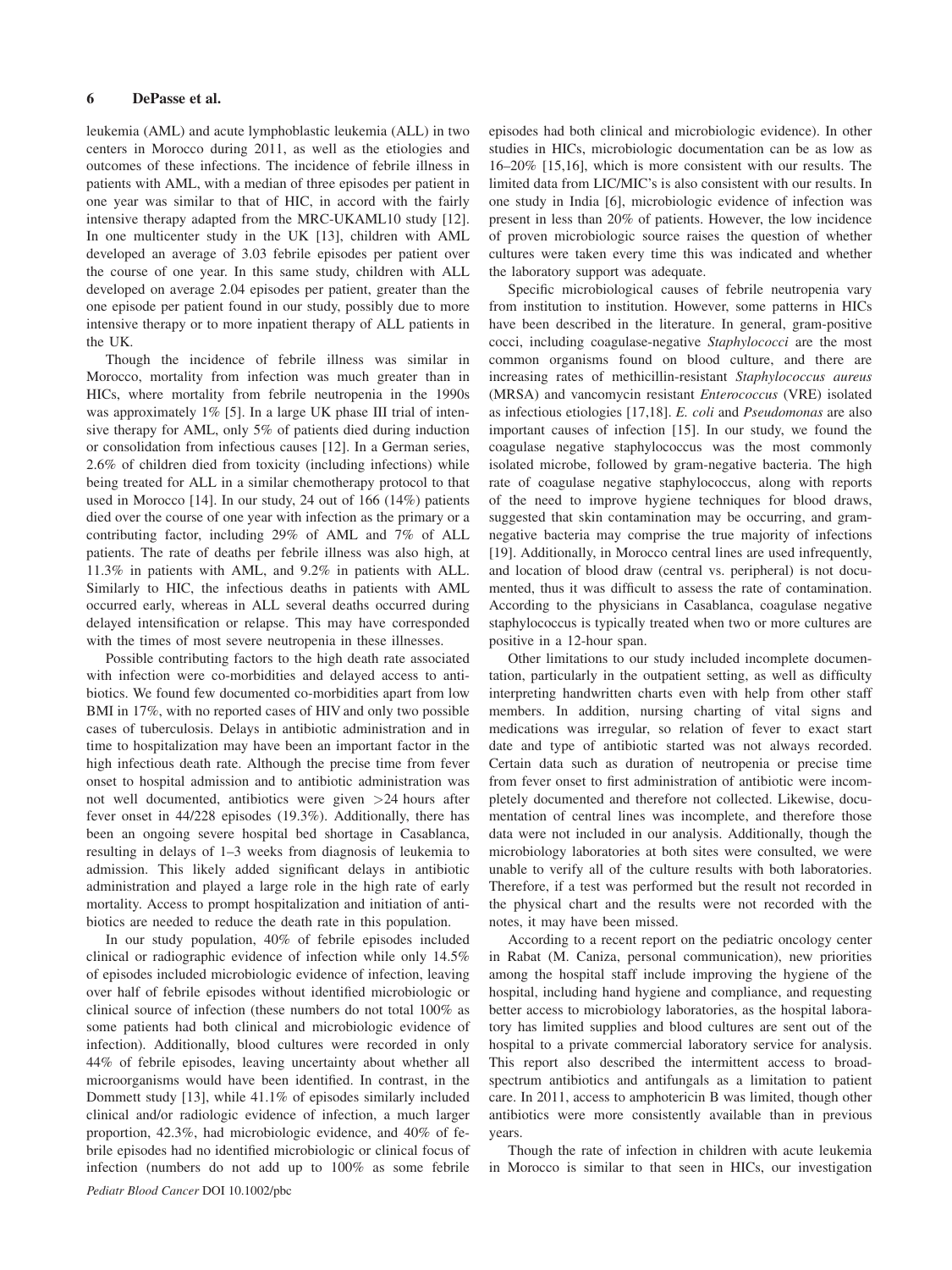leukemia (AML) and acute lymphoblastic leukemia (ALL) in two centers in Morocco during 2011, as well as the etiologies and outcomes of these infections. The incidence of febrile illness in patients with AML, with a median of three episodes per patient in one year was similar to that of HIC, in accord with the fairly intensive therapy adapted from the MRC-UKAML10 study [12]. In one multicenter study in the UK [13], children with AML developed an average of 3.03 febrile episodes per patient over the course of one year. In this same study, children with ALL developed on average 2.04 episodes per patient, greater than the one episode per patient found in our study, possibly due to more intensive therapy or to more inpatient therapy of ALL patients in the UK.

Though the incidence of febrile illness was similar in Morocco, mortality from infection was much greater than in HICs, where mortality from febrile neutropenia in the 1990s was approximately 1% [5]. In a large UK phase III trial of intensive therapy for AML, only 5% of patients died during induction or consolidation from infectious causes [12]. In a German series, 2.6% of children died from toxicity (including infections) while being treated for ALL in a similar chemotherapy protocol to that used in Morocco [14]. In our study, 24 out of 166 (14%) patients died over the course of one year with infection as the primary or a contributing factor, including 29% of AML and 7% of ALL patients. The rate of deaths per febrile illness was also high, at 11.3% in patients with AML, and 9.2% in patients with ALL. Similarly to HIC, the infectious deaths in patients with AML occurred early, whereas in ALL several deaths occurred during delayed intensification or relapse. This may have corresponded with the times of most severe neutropenia in these illnesses.

Possible contributing factors to the high death rate associated with infection were co-morbidities and delayed access to antibiotics. We found few documented co-morbidities apart from low BMI in 17%, with no reported cases of HIV and only two possible cases of tuberculosis. Delays in antibiotic administration and in time to hospitalization may have been an important factor in the high infectious death rate. Although the precise time from fever onset to hospital admission and to antibiotic administration was not well documented, antibiotics were given >24 hours after fever onset in 44/228 episodes (19.3%). Additionally, there has been an ongoing severe hospital bed shortage in Casablanca, resulting in delays of 1–3 weeks from diagnosis of leukemia to admission. This likely added significant delays in antibiotic administration and played a large role in the high rate of early mortality. Access to prompt hospitalization and initiation of antibiotics are needed to reduce the death rate in this population.

In our study population, 40% of febrile episodes included clinical or radiographic evidence of infection while only 14.5% of episodes included microbiologic evidence of infection, leaving over half of febrile episodes without identified microbiologic or clinical source of infection (these numbers do not total 100% as some patients had both clinical and microbiologic evidence of infection). Additionally, blood cultures were recorded in only 44% of febrile episodes, leaving uncertainty about whether all microorganisms would have been identified. In contrast, in the Dommett study [13], while 41.1% of episodes similarly included clinical and/or radiologic evidence of infection, a much larger proportion, 42.3%, had microbiologic evidence, and 40% of febrile episodes had no identified microbiologic or clinical focus of infection (numbers do not add up to 100% as some febrile episodes had both clinical and microbiologic evidence). In other studies in HICs, microbiologic documentation can be as low as 16–20% [15,16], which is more consistent with our results. The limited data from LIC/MIC's is also consistent with our results. In one study in India [6], microbiologic evidence of infection was present in less than 20% of patients. However, the low incidence of proven microbiologic source raises the question of whether cultures were taken every time this was indicated and whether the laboratory support was adequate.

Specific microbiological causes of febrile neutropenia vary from institution to institution. However, some patterns in HICs have been described in the literature. In general, gram-positive cocci, including coagulase-negative *Staphylococci* are the most common organisms found on blood culture, and there are increasing rates of methicillin-resistant *Staphylococcus aureus* (MRSA) and vancomycin resistant *Enterococcus* (VRE) isolated as infectious etiologies [17,18]. *E. coli* and *Pseudomonas* are also important causes of infection [15]. In our study, we found the coagulase negative staphylococcus was the most commonly isolated microbe, followed by gram-negative bacteria. The high rate of coagulase negative staphylococcus, along with reports of the need to improve hygiene techniques for blood draws, suggested that skin contamination may be occurring, and gram-negative bacteria may comprise the true majority of infections [19]. Additionally, in Morocco central lines are used infrequently, and location of blood draw (central vs. peripheral) is not documented, thus it was difficult to assess the rate of contamination. According to the physicians in Casablanca, coagulase negative staphylococcus is typically treated when two or more cultures are positive in a 12-hour span.

Other limitations to our study included incomplete documentation, particularly in the outpatient setting, as well as difficulty interpreting handwritten charts even with help from other staff members. In addition, nursing charting of vital signs and medications was irregular, so relation of fever to exact start date and type of antibiotic started was not always recorded. Certain data such as duration of neutropenia or precise time from fever onset to first administration of antibiotic were incompletely documented and therefore not collected. Likewise, documentation of central lines was incomplete, and therefore those data were not included in our analysis. Additionally, though the microbiology laboratories at both sites were consulted, we were unable to verify all of the culture results with both laboratories. Therefore, if a test was performed but the result not recorded in the physical chart and the results were not recorded with the notes, it may have been missed.

According to a recent report on the pediatric oncology center in Rabat (M. Caniza, personal communication), new priorities among the hospital staff include improving the hygiene of the hospital, including hand hygiene and compliance, and requesting better access to microbiology laboratories, as the hospital laboratory has limited supplies and blood cultures are sent out of the hospital to a private commercial laboratory service for analysis. This report also described the intermittent access to broad-spectrum antibiotics and antifungals as a limitation to patient care. In 2011, access to amphotericin B was limited, though other antibiotics were more consistently available than in previous years.

Though the rate of infection in children with acute leukemia in Morocco is similar to that seen in HICs, our investigation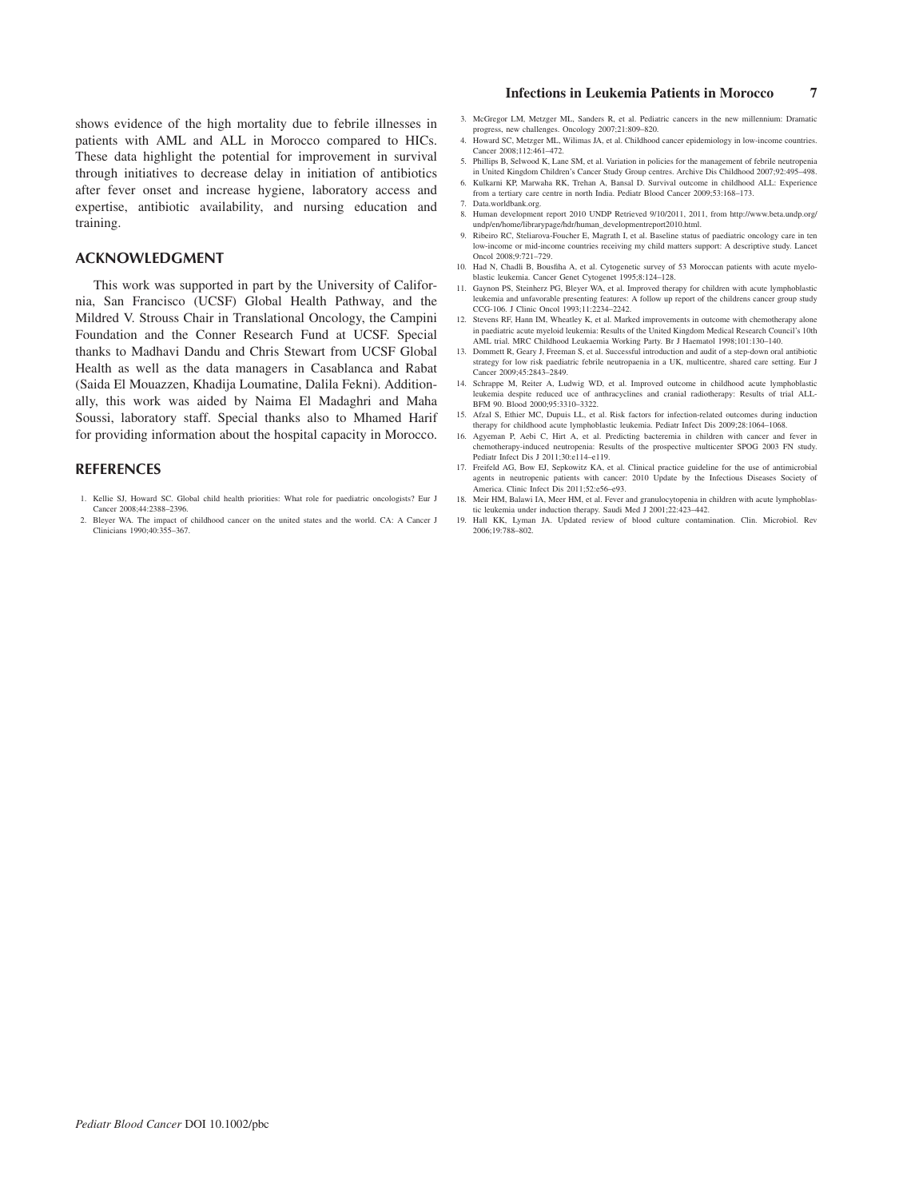shows evidence of the high mortality due to febrile illnesses in patients with AML and ALL in Morocco compared to HICs. These data highlight the potential for improvement in survival through initiatives to decrease delay in initiation of antibiotics after fever onset and increase hygiene, laboratory access and expertise, antibiotic availability, and nursing education and training.

## ACKNOWLEDGMENT

This work was supported in part by the University of California, San Francisco (UCSF) Global Health Pathway, and the Mildred V. Strouss Chair in Translational Oncology, the Campini Foundation and the Conner Research Fund at UCSF. Special thanks to Madhavi Dandu and Chris Stewart from UCSF Global Health as well as the data managers in Casablanca and Rabat (Saida El Mouazzen, Khadija Loumatine, Dalila Fekni). Additionally, this work was aided by Naima El Madaghri and Maha Soussi, laboratory staff. Special thanks also to Mhamed Harif for providing information about the hospital capacity in Morocco.

## REFERENCES

1. Kellie SJ, Howard SC. Global child health priorities: What role for paediatric oncologists? Eur J Cancer 2008;44:2388–2396.
2. Bleyer WA. The impact of childhood cancer on the united states and the world. CA: A Cancer J Clinicians 1990;40:355–367.
3. McGregor LM, Metzger ML, Sanders R, et al. Pediatric cancers in the new millennium: Dramatic progress, new challenges. Oncology 2007;21:809–820.
4. Howard SC, Metzger ML, Wilimas JA, et al. Childhood cancer epidemiology in low-income countries. Cancer 2008;112:461–472.
5. Phillips B, Selwood K, Lane SM, et al. Variation in policies for the management of febrile neutropenia in United Kingdom Children's Cancer Study Group centres. Archive Dis Childhood 2007;92:495–498.
6. Kulkarni KP, Marwaha RK, Trehan A, Bansal D. Survival outcome in childhood ALL: Experience from a tertiary care centre in north India. Pediatr Blood Cancer 2009;53:168–173.
7. Data.worldbank.org.
8. Human development report 2010 UNDP Retrieved 9/10/2011, 2011, from http://www.beta.undp.org/undp/en/home/librarypage/hdr/human_developmentreport2010.html.
9. Ribeiro RC, Steliarova-Foucher E, Magrath I, et al. Baseline status of paediatric oncology care in ten low-income or mid-income countries receiving my child matters support: A descriptive study. Lancet Oncol 2008;9:721–729.
10. Had N, Chadli B, Bousfiha A, et al. Cytogenetic survey of 53 Moroccan patients with acute myeloblastic leukemia. Cancer Genet Cytogenet 1995;8:124–128.
11. Gaynon PS, Steinherz PG, Bleyer WA, et al. Improved therapy for children with acute lymphoblastic leukemia and unfavorable presenting features: A follow up report of the childrens cancer group study CCG-106. J Clinic Oncol 1993;11:2234–2242.
12. Stevens RF, Hann IM, Wheatley K, et al. Marked improvements in outcome with chemotherapy alone in paediatric acute myeloid leukemia: Results of the United Kingdom Medical Research Council's 10th AML trial. MRC Childhood Leukaemia Working Party. Br J Haematol 1998;101:130–140.
13. Dommett R, Geary J, Freeman S, et al. Successful introduction and audit of a step-down oral antibiotic strategy for low risk paediatric febrile neutropaenia in a UK, multicentre, shared care setting. Eur J Cancer 2009;45:2843–2849.
14. Schrappe M, Reiter A, Ludwig WD, et al. Improved outcome in childhood acute lymphoblastic leukemia despite reduced uce of anthracyclines and cranial radiotherapy: Results of trial ALL-BFM 90. Blood 2000;95:3310–3322.
15. Afzal S, Ethier MC, Dupuis LL, et al. Risk factors for infection-related outcomes during induction therapy for childhood acute lymphoblastic leukemia. Pediatr Infect Dis 2009;28:1064–1068.
16. Agyeman P, Aebi C, Hirt A, et al. Predicting bacteremia in children with cancer and fever in chemotherapy-induced neutropenia: Results of the prospective multicenter SPOG 2003 FN study. Pediatr Infect Dis J 2011;30:e114–e119.
17. Freifeld AG, Bow EJ, Sepkowitz KA, et al. Clinical practice guideline for the use of antimicrobial agents in neutropenic patients with cancer: 2010 Update by the Infectious Diseases Society of America. Clinic Infect Dis 2011;52:e56–e93.
18. Meir HM, Balawi IA, Meer HM, et al. Fever and granulocytopenia in children with acute lymphoblastic leukemia under induction therapy. Saudi Med J 2001;22:423–442.
19. Hall KK, Lyman JA. Updated review of blood culture contamination. Clin. Microbiol. Rev 2006;19:788–802.